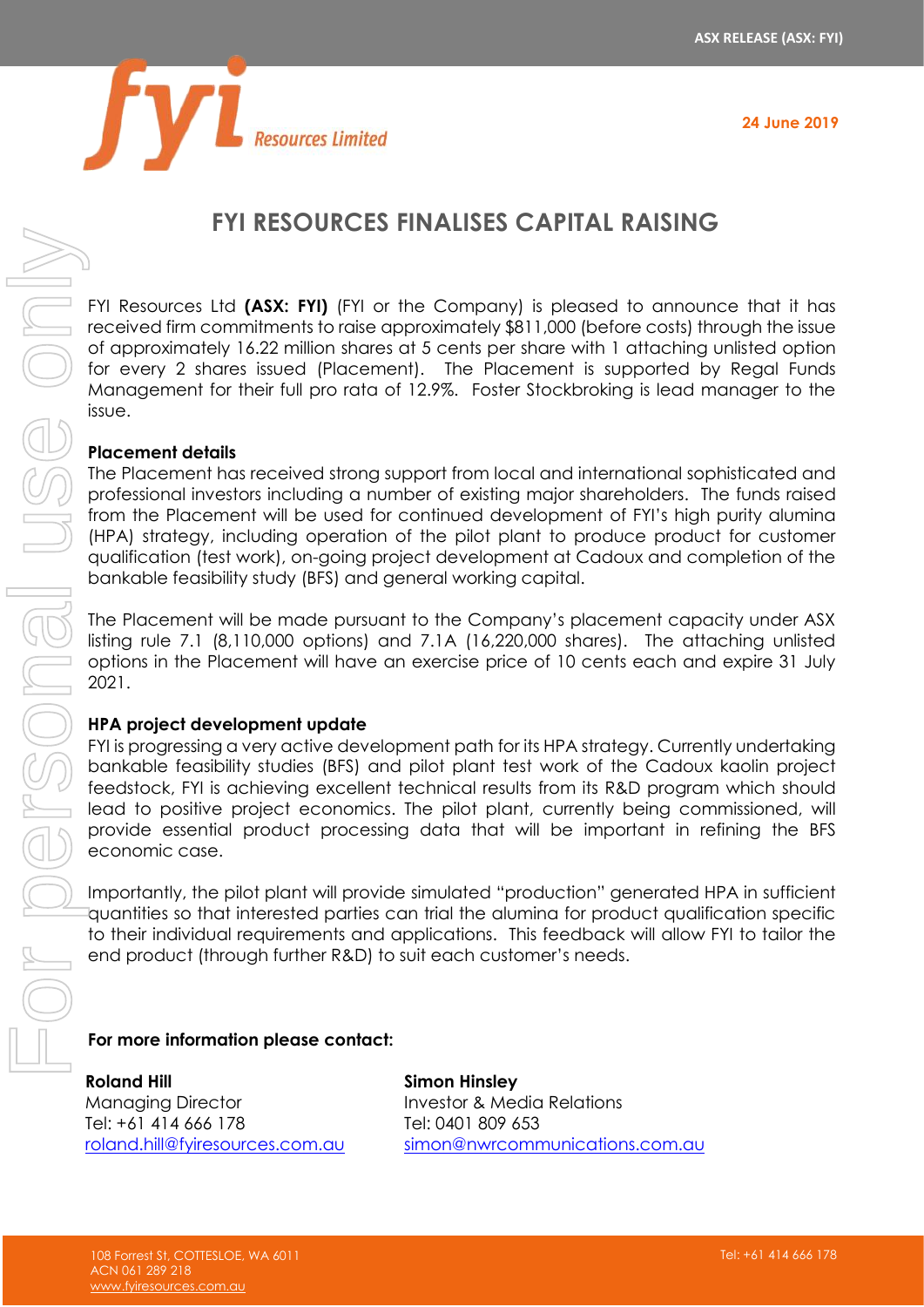ASX RELEASE (ASX: FYI)

24 June 2019

# FYI RESOURCES FINALISES CAPITAL RAISING

FYI Resources Ltd **(ASX: FYI)** (FYI or the Company) is pleased to announce that it has received firm commitments to raise approximately $811,000 (before costs) through the issue of approximately 16.22 million shares at 5 cents per share with 1 attaching unlisted option for every 2 shares issued (Placement). The Placement is supported by Regal Funds Management for their full pro rata of 12.9%. Foster Stockbroking is lead manager to the issue.

**Placement details**

The Placement has received strong support from local and international sophisticated and professional investors including a number of existing major shareholders. The funds raised from the Placement will be used for continued development of FYI's high purity alumina (HPA) strategy, including operation of the pilot plant to produce product for customer qualification (test work), on-going project development at Cadoux and completion of the bankable feasibility study (BFS) and general working capital.

The Placement will be made pursuant to the Company's placement capacity under ASX listing rule 7.1 (8,110,000 options) and 7.1A (16,220,000 shares). The attaching unlisted options in the Placement will have an exercise price of 10 cents each and expire 31 July 2021.

**HPA project development update**

FYI is progressing a very active development path for its HPA strategy. Currently undertaking bankable feasibility studies (BFS) and pilot plant test work of the Cadoux kaolin project feedstock, FYI is achieving excellent technical results from its R&D program which should lead to positive project economics. The pilot plant, currently being commissioned, will provide essential product processing data that will be important in refining the BFS economic case.

Importantly, the pilot plant will provide simulated "production" generated HPA in sufficient quantities so that interested parties can trial the alumina for product qualification specific to their individual requirements and applications. This feedback will allow FYI to tailor the end product (through further R&D) to suit each customer's needs.

**For more information please contact:**

**Roland Hill**
Managing Director
Tel: +61 414 666 178
roland.hill@fyiresources.com.au

**Simon Hinsley**
Investor & Media Relations
Tel: 0401 809 653
simon@nwrcommunications.com.au

108 Forrest St, COTTESLOE, WA 6011
ACN 061 289 218
www.fyiresources.com.au

Tel: +61 414 666 178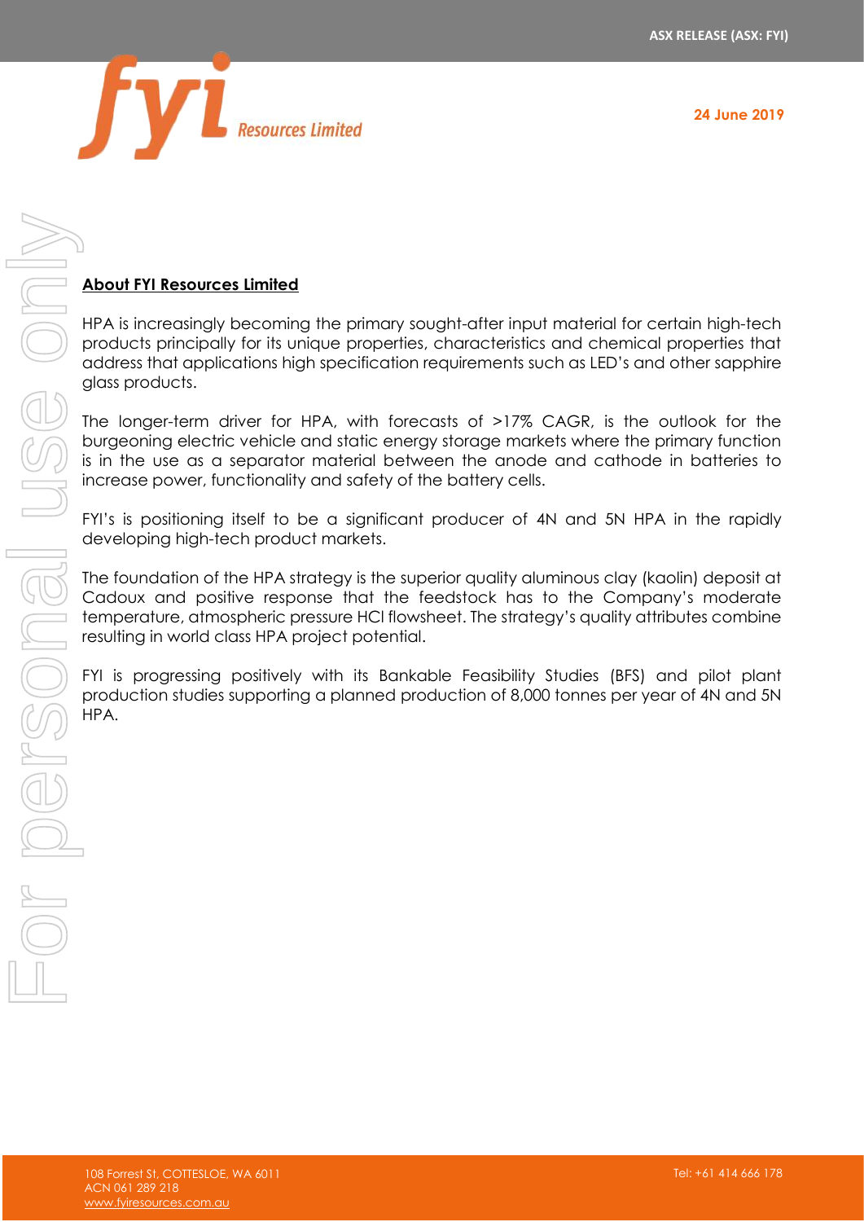## About FYI Resources Limited

HPA is increasingly becoming the primary sought-after input material for certain high-tech products principally for its unique properties, characteristics and chemical properties that address that applications high specification requirements such as LED's and other sapphire glass products.

The longer-term driver for HPA, with forecasts of >17% CAGR, is the outlook for the burgeoning electric vehicle and static energy storage markets where the primary function is in the use as a separator material between the anode and cathode in batteries to increase power, functionality and safety of the battery cells.

FYI's is positioning itself to be a significant producer of 4N and 5N HPA in the rapidly developing high-tech product markets.

The foundation of the HPA strategy is the superior quality aluminous clay (kaolin) deposit at Cadoux and positive response that the feedstock has to the Company's moderate temperature, atmospheric pressure HCl flowsheet. The strategy's quality attributes combine resulting in world class HPA project potential.

FYI is progressing positively with its Bankable Feasibility Studies (BFS) and pilot plant production studies supporting a planned production of 8,000 tonnes per year of 4N and 5N HPA.